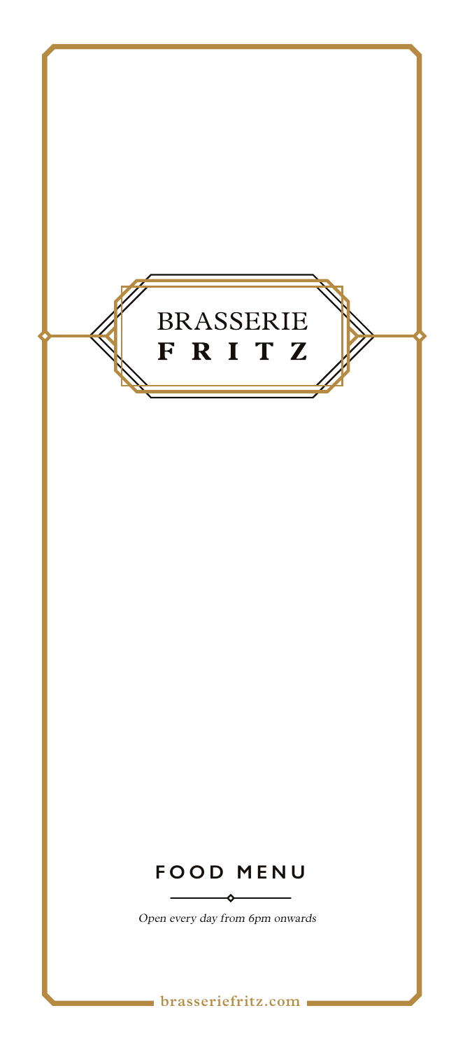# BRASSERIE FRITZ

## FOOD MENU

*Open every day from 6pm onwards*

**brasseriefritz.com**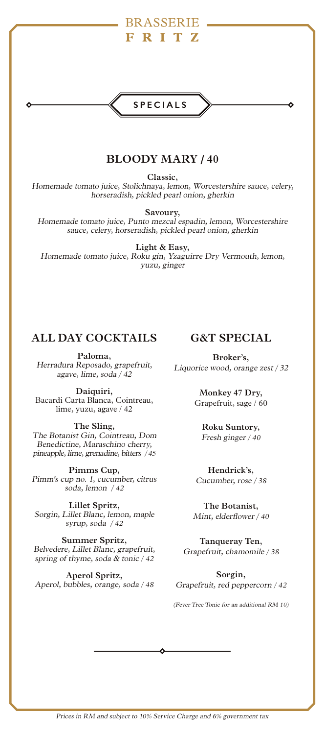# BRASSERIE FRITZ

## SPECIALS

### BLOODY MARY / 40

**Classic,**
*Homemade tomato juice, Stolichnaya, lemon, Worcestershire sauce, celery, horseradish, pickled pearl onion, gherkin*

**Savoury,**
*Homemade tomato juice, Punto mezcal espadin, lemon, Worcestershire sauce, celery, horseradish, pickled pearl onion, gherkin*

**Light & Easy,**
*Homemade tomato juice, Roku gin, Yzaguirre Dry Vermouth, lemon, yuzu, ginger*

### ALL DAY COCKTAILS

**Paloma,**
*Herradura Reposado, grapefruit, agave, lime, soda / 42*

**Daiquiri,**
Bacardi Carta Blanca, Cointreau, lime, yuzu, agave / 42

**The Sling,**
*The Botanist Gin, Cointreau, Dom Benedictine, Maraschino cherry, pineapple, lime, grenadine, bitters / 45*

**Pimms Cup,**
*Pimm's cup no. 1, cucumber, citrus soda, lemon / 42*

**Lillet Spritz,**
*Sorgin, Lillet Blanc, lemon, maple syrup, soda / 42*

**Summer Spritz,**
*Belvedere, Lillet Blanc, grapefruit, spring of thyme, soda & tonic / 42*

**Aperol Spritz,**
*Aperol, bubbles, orange, soda / 48*

### G&T SPECIAL

**Broker's,**
*Liquorice wood, orange zest / 32*

**Monkey 47 Dry,**
Grapefruit, sage / 60

**Roku Suntory,**
*Fresh ginger / 40*

**Hendrick's,**
*Cucumber, rose / 38*

**The Botanist,**
*Mint, elderflower / 40*

**Tanqueray Ten,**
*Grapefruit, chamomile / 38*

**Sorgin,**
*Grapefruit, red peppercorn / 42*

*(Fever Tree Tonic for an additional RM 10)*

*Prices in RM and subject to 10% Service Charge and 6% government tax*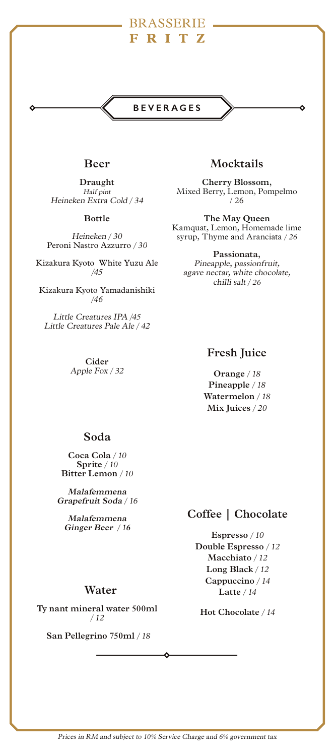# BRASSERIE FRITZ

## BEVERAGES

### Beer

**Draught**
*Half pint*
*Heineken Extra Cold / 34*

**Bottle**

*Heineken / 30*
Peroni Nastro Azzurro / *30*

Kizakura Kyoto White Yuzu Ale */45*

Kizakura Kyoto Yamadanishiki */46*

*Little Creatures IPA /45*
*Little Creatures Pale Ale / 42*

**Cider**
*Apple Fox / 32*

### Mocktails

**Cherry Blossom,**
Mixed Berry, Lemon, Pompelmo / 26

**The May Queen**
Kamquat, Lemon, Homemade lime syrup, Thyme and Aranciata */ 26*

**Passionata,**
*Pineapple, passionfruit, agave nectar, white chocolate, chilli salt / 26*

### Fresh Juice

**Orange** */ 18*
**Pineapple** */ 18*
**Watermelon** */ 18*
**Mix Juices** */ 20*

### Soda

**Coca Cola** */ 10*
**Sprite** */ 10*
**Bitter Lemon** */ 10*

***Malafemmena Grapefruit Soda*** */ 16*

***Malafemmena Ginger Beer*** */ 16*

### Water

**Ty nant mineral water 500ml** */ 12*

**San Pellegrino 750ml** */ 18*

### Coffee | Chocolate

**Espresso** */ 10*
**Double Espresso** */ 12*
**Macchiato** */ 12*
**Long Black** */ 12*
**Cappuccino** */ 14*
**Latte** */ 14*

**Hot Chocolate** */ 14*

*Prices in RM and subject to 10% Service Charge and 6% government tax*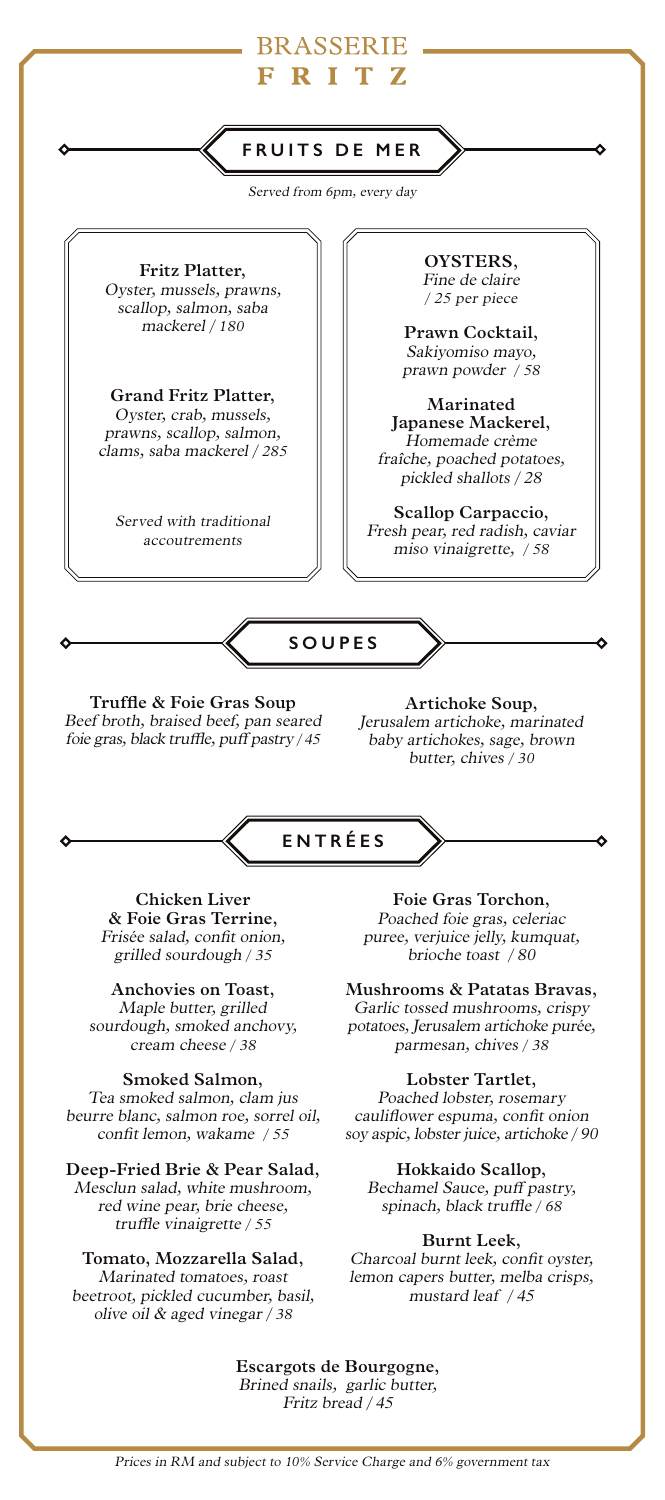# BRASSERIE FRITZ

## FRUITS DE MER

*Served from 6pm, every day*

**Fritz Platter,**
*Oyster, mussels, prawns, scallop, salmon, saba mackerel / 180*

**Grand Fritz Platter,**
*Oyster, crab, mussels, prawns, scallop, salmon, clams, saba mackerel / 285*

*Served with traditional accoutrements*

**OYSTERS,**
*Fine de claire / 25 per piece*

**Prawn Cocktail,**
*Sakiyomiso mayo, prawn powder / 58*

**Marinated Japanese Mackerel,**
*Homemade crème fraîche, poached potatoes, pickled shallots / 28*

**Scallop Carpaccio,**
*Fresh pear, red radish, caviar miso vinaigrette, / 58*

## SOUPES

**Truffle & Foie Gras Soup**
*Beef broth, braised beef, pan seared foie gras, black truffle, puff pastry / 45*

**Artichoke Soup,**
*Jerusalem artichoke, marinated baby artichokes, sage, brown butter, chives / 30*

## ENTRÉES

**Chicken Liver & Foie Gras Terrine,**
*Frisée salad, confit onion, grilled sourdough / 35*

**Anchovies on Toast,**
*Maple butter, grilled sourdough, smoked anchovy, cream cheese / 38*

**Smoked Salmon,**
*Tea smoked salmon, clam jus beurre blanc, salmon roe, sorrel oil, confit lemon, wakame / 55*

**Deep-Fried Brie & Pear Salad,**
*Mesclun salad, white mushroom, red wine pear, brie cheese, truffle vinaigrette / 55*

**Tomato, Mozzarella Salad,**
*Marinated tomatoes, roast beetroot, pickled cucumber, basil, olive oil & aged vinegar / 38*

**Foie Gras Torchon,**
*Poached foie gras, celeriac puree, verjuice jelly, kumquat, brioche toast / 80*

**Mushrooms & Patatas Bravas,**
*Garlic tossed mushrooms, crispy potatoes, Jerusalem artichoke purée, parmesan, chives / 38*

**Lobster Tartlet,**
*Poached lobster, rosemary cauliflower espuma, confit onion soy aspic, lobster juice, artichoke / 90*

**Hokkaido Scallop,**
*Bechamel Sauce, puff pastry, spinach, black truffle / 68*

**Burnt Leek,**
*Charcoal burnt leek, confit oyster, lemon capers butter, melba crisps, mustard leaf / 45*

**Escargots de Bourgogne,**
*Brined snails, garlic butter, Fritz bread / 45*

*Prices in RM and subject to 10% Service Charge and 6% government tax*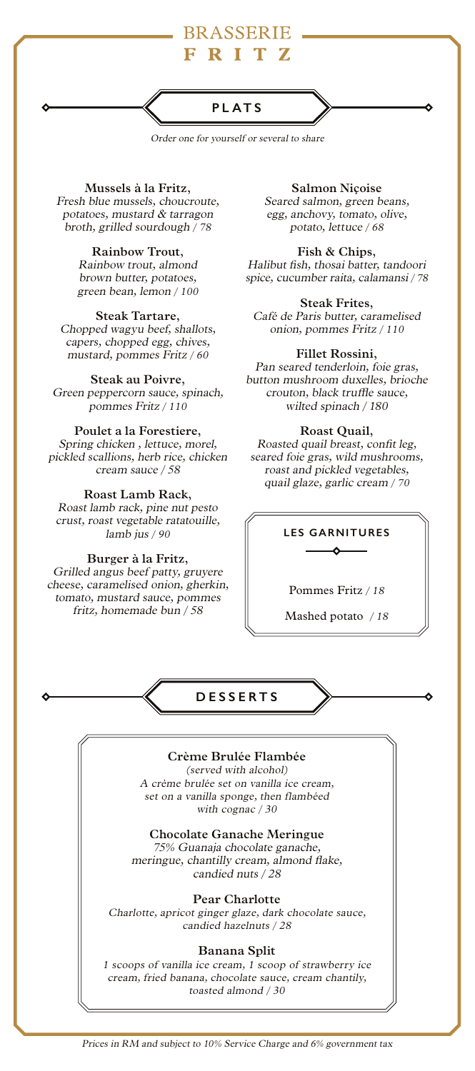# BRASSERIE FRITZ

## PLATS

*Order one for yourself or several to share*

**Mussels à la Fritz,**
*Fresh blue mussels, choucroute, potatoes, mustard & tarragon broth, grilled sourdough / 78*

**Rainbow Trout,**
*Rainbow trout, almond brown butter, potatoes, green bean, lemon / 100*

**Steak Tartare,**
*Chopped wagyu beef, shallots, capers, chopped egg, chives, mustard, pommes Fritz / 60*

**Steak au Poivre,**
*Green peppercorn sauce, spinach, pommes Fritz / 110*

**Poulet a la Forestiere,**
*Spring chicken , lettuce, morel, pickled scallions, herb rice, chicken cream sauce / 58*

**Roast Lamb Rack,**
*Roast lamb rack, pine nut pesto crust, roast vegetable ratatouille, lamb jus / 90*

**Burger à la Fritz,**
*Grilled angus beef patty, gruyere cheese, caramelised onion, gherkin, tomato, mustard sauce, pommes fritz, homemade bun / 58*

**Salmon Niçoise**
*Seared salmon, green beans, egg, anchovy, tomato, olive, potato, lettuce / 68*

**Fish & Chips,**
*Halibut fish, thosai batter, tandoori spice, cucumber raita, calamansi / 78*

**Steak Frites,**
*Café de Paris butter, caramelised onion, pommes Fritz / 110*

**Fillet Rossini,**
*Pan seared tenderloin, foie gras, button mushroom duxelles, brioche crouton, black truffle sauce, wilted spinach / 180*

**Roast Quail,**
*Roasted quail breast, confit leg, seared foie gras, wild mushrooms, roast and pickled vegetables, quail glaze, garlic cream / 70*

### LES GARNITURES

Pommes Fritz / *18*

Mashed potato / *18*

## DESSERTS

**Crème Brulée Flambée**
*(served with alcohol)*
*A crème brulée set on vanilla ice cream, set on a vanilla sponge, then flambéed with cognac / 30*

**Chocolate Ganache Meringue**
*75% Guanaja chocolate ganache, meringue, chantilly cream, almond flake, candied nuts / 28*

**Pear Charlotte**
*Charlotte, apricot ginger glaze, dark chocolate sauce, candied hazelnuts / 28*

**Banana Split**
*1 scoops of vanilla ice cream, 1 scoop of strawberry ice cream, fried banana, chocolate sauce, cream chantily, toasted almond / 30*

*Prices in RM and subject to 10% Service Charge and 6% government tax*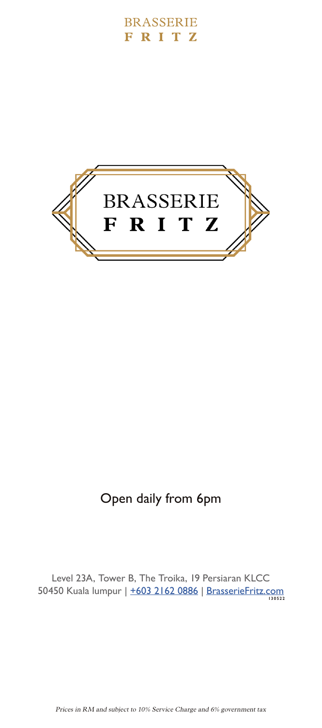BRASSERIE
FRITZ

BRASSERIE
FRITZ

Open daily from 6pm

Level 23A, Tower B, The Troika, 19 Persiaran KLCC
50450 Kuala lumpur | +603 2162 0886 | BrasserieFritz.com

130522

Prices in RM and subject to 10% Service Charge and 6% government tax